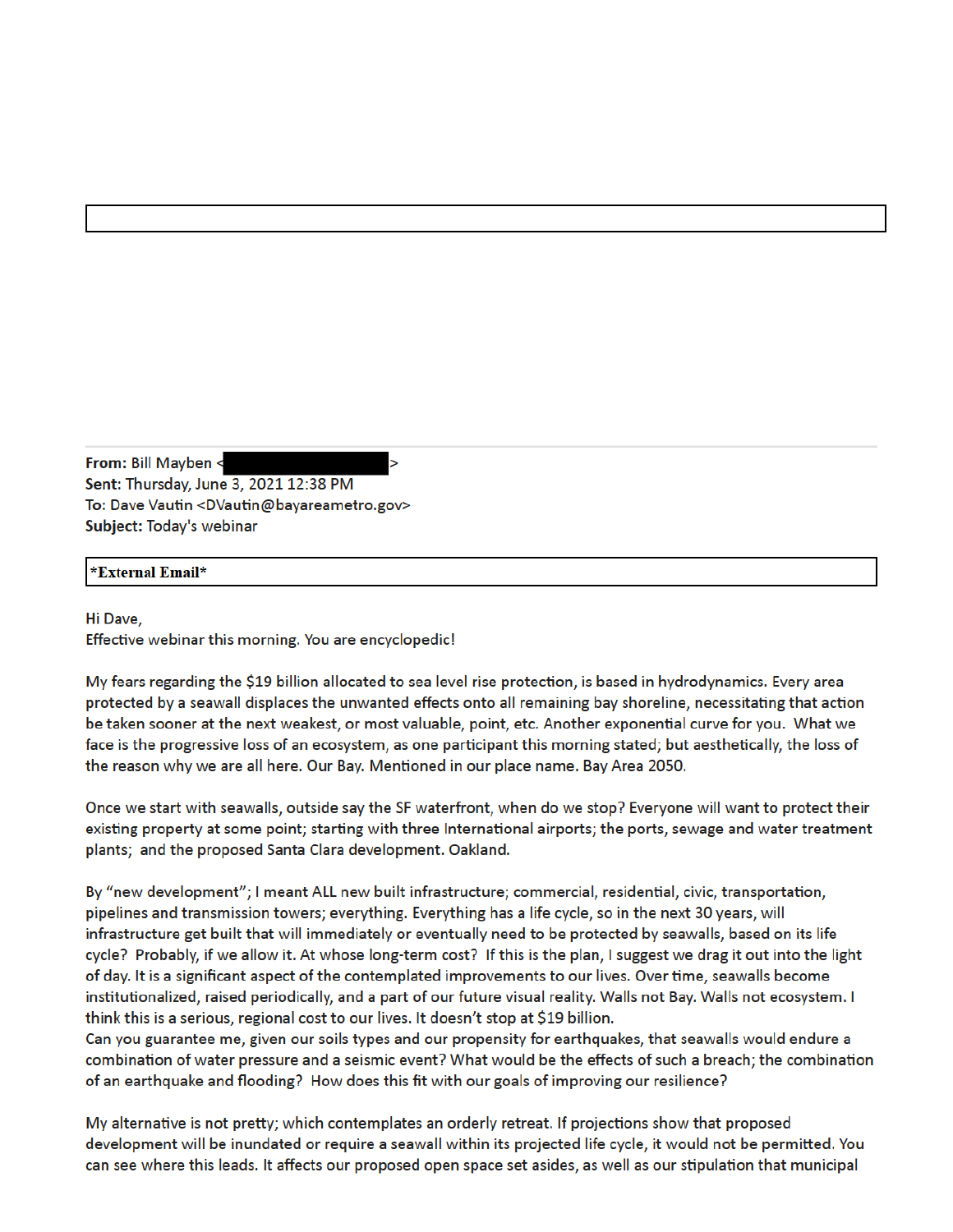**From:** Bill Mayben <[redacted]>
**Sent:** Thursday, June 3, 2021 12:38 PM
**To:** Dave Vautin <DVautin@bayareametro.gov>
**Subject:** Today's webinar

**\*External Email\***

Hi Dave,
Effective webinar this morning. You are encyclopedic!

My fears regarding the $19 billion allocated to sea level rise protection, is based in hydrodynamics. Every area protected by a seawall displaces the unwanted effects onto all remaining bay shoreline, necessitating that action be taken sooner at the next weakest, or most valuable, point, etc. Another exponential curve for you. What we face is the progressive loss of an ecosystem, as one participant this morning stated; but aesthetically, the loss of the reason why we are all here. Our Bay. Mentioned in our place name. Bay Area 2050.

Once we start with seawalls, outside say the SF waterfront, when do we stop? Everyone will want to protect their existing property at some point; starting with three International airports; the ports, sewage and water treatment plants; and the proposed Santa Clara development. Oakland.

By "new development"; I meant ALL new built infrastructure; commercial, residential, civic, transportation, pipelines and transmission towers; everything. Everything has a life cycle, so in the next 30 years, will infrastructure get built that will immediately or eventually need to be protected by seawalls, based on its life cycle? Probably, if we allow it. At whose long-term cost? If this is the plan, I suggest we drag it out into the light of day. It is a significant aspect of the contemplated improvements to our lives. Over time, seawalls become institutionalized, raised periodically, and a part of our future visual reality. Walls not Bay. Walls not ecosystem. I think this is a serious, regional cost to our lives. It doesn't stop at $19 billion.
Can you guarantee me, given our soils types and our propensity for earthquakes, that seawalls would endure a combination of water pressure and a seismic event? What would be the effects of such a breach; the combination of an earthquake and flooding? How does this fit with our goals of improving our resilience?

My alternative is not pretty; which contemplates an orderly retreat. If projections show that proposed development will be inundated or require a seawall within its projected life cycle, it would not be permitted. You can see where this leads. It affects our proposed open space set asides, as well as our stipulation that municipal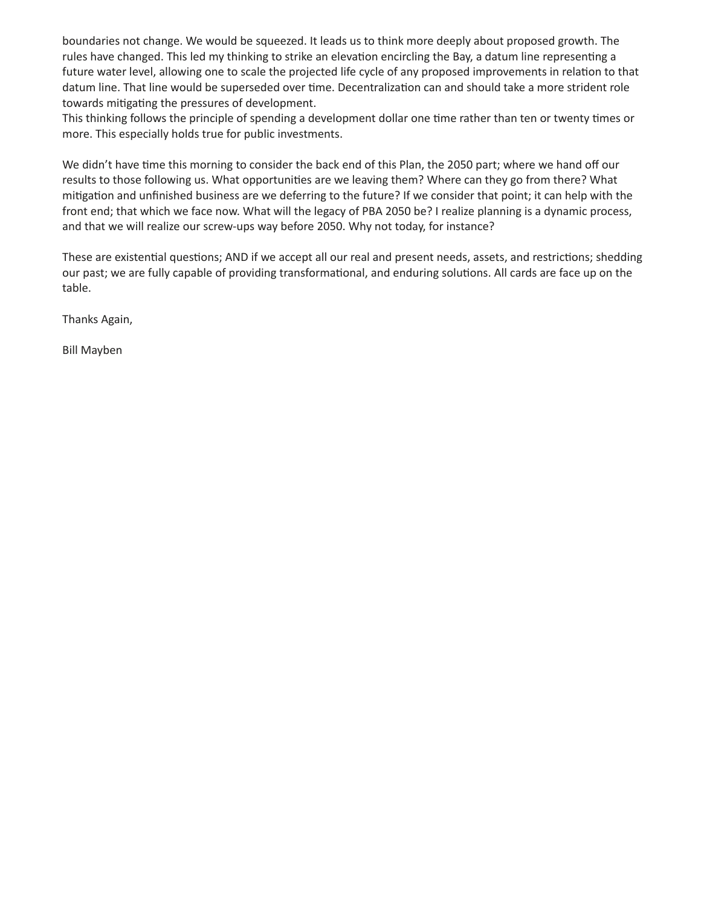boundaries not change. We would be squeezed. It leads us to think more deeply about proposed growth. The rules have changed. This led my thinking to strike an elevation encircling the Bay, a datum line representing a future water level, allowing one to scale the projected life cycle of any proposed improvements in relation to that datum line. That line would be superseded over time. Decentralization can and should take a more strident role towards mitigating the pressures of development.
This thinking follows the principle of spending a development dollar one time rather than ten or twenty times or more. This especially holds true for public investments.

We didn't have time this morning to consider the back end of this Plan, the 2050 part; where we hand off our results to those following us. What opportunities are we leaving them? Where can they go from there? What mitigation and unfinished business are we deferring to the future? If we consider that point; it can help with the front end; that which we face now. What will the legacy of PBA 2050 be? I realize planning is a dynamic process, and that we will realize our screw-ups way before 2050. Why not today, for instance?

These are existential questions; AND if we accept all our real and present needs, assets, and restrictions; shedding our past; we are fully capable of providing transformational, and enduring solutions. All cards are face up on the table.

Thanks Again,

Bill Mayben